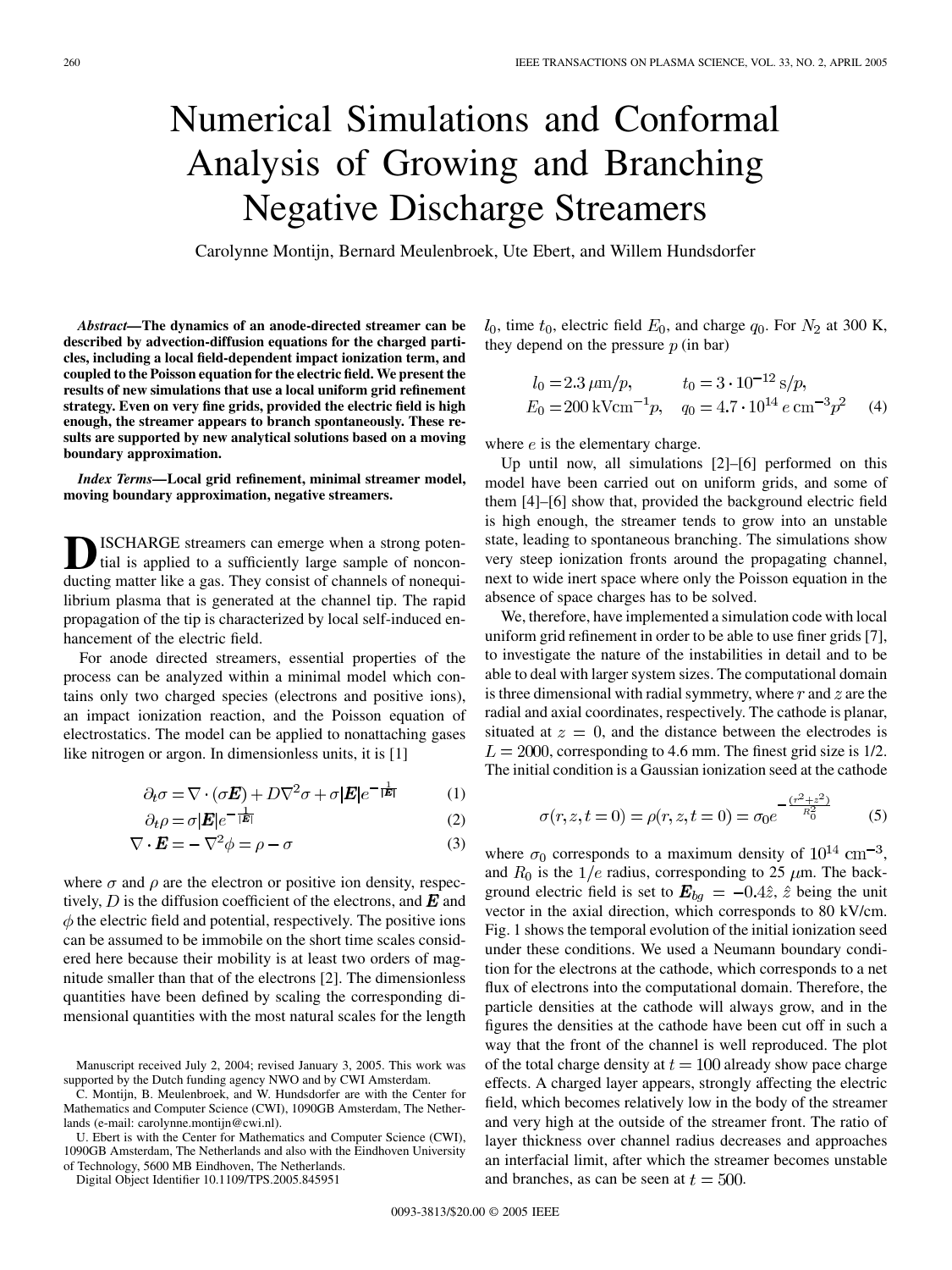# Numerical Simulations and Conformal Analysis of Growing and Branching Negative Discharge Streamers

Carolynne Montijn, Bernard Meulenbroek, Ute Ebert, and Willem Hundsdorfer

***Abstract*—The dynamics of an anode-directed streamer can be described by advection-diffusion equations for the charged particles, including a local field-dependent impact ionization term, and coupled to the Poisson equation for the electric field. We present the results of new simulations that use a local uniform grid refinement strategy. Even on very fine grids, provided the electric field is high enough, the streamer appears to branch spontaneously. These results are supported by new analytical solutions based on a moving boundary approximation.**

***Index Terms*—Local grid refinement, minimal streamer model, moving boundary approximation, negative streamers.**

DISCHARGE streamers can emerge when a strong potential is applied to a sufficiently large sample of nonconducting matter like a gas. They consist of channels of nonequilibrium plasma that is generated at the channel tip. The rapid propagation of the tip is characterized by local self-induced enhancement of the electric field.

For anode directed streamers, essential properties of the process can be analyzed within a minimal model which contains only two charged species (electrons and positive ions), an impact ionization reaction, and the Poisson equation of electrostatics. The model can be applied to nonattaching gases like nitrogen or argon. In dimensionless units, it is [1]

$$\partial_t \sigma = \nabla \cdot (\sigma \boldsymbol{E}) + D \nabla^2 \sigma + \sigma |\boldsymbol{E}| e^{-\frac{1}{|\boldsymbol{E}|}} \tag{1}$$

$$\partial_t \rho = \sigma |\boldsymbol{E}| e^{-\frac{1}{|\boldsymbol{E}|}} \tag{2}$$

$$\nabla \cdot \boldsymbol{E} = -\nabla^2 \phi = \rho - \sigma \tag{3}$$

where $\sigma$ and $\rho$ are the electron or positive ion density, respectively, $D$ is the diffusion coefficient of the electrons, and $\boldsymbol{E}$ and $\phi$ the electric field and potential, respectively. The positive ions can be assumed to be immobile on the short time scales considered here because their mobility is at least two orders of magnitude smaller than that of the electrons [2]. The dimensionless quantities have been defined by scaling the corresponding dimensional quantities with the most natural scales for the length $l_0$, time $t_0$, electric field $E_0$, and charge $q_0$. For $N_2$ at 300 K, they depend on the pressure $p$ (in bar)

$$l_0 = 2.3\,\mu\text{m}/p, \qquad t_0 = 3 \cdot 10^{-12}\,\text{s}/p,$$
$$E_0 = 200\,\text{kVcm}^{-1} p, \quad q_0 = 4.7 \cdot 10^{14}\, e\,\text{cm}^{-3} p^2 \tag{4}$$

where $e$ is the elementary charge.

Up until now, all simulations [2]–[6] performed on this model have been carried out on uniform grids, and some of them [4]–[6] show that, provided the background electric field is high enough, the streamer tends to grow into an unstable state, leading to spontaneous branching. The simulations show very steep ionization fronts around the propagating channel, next to wide inert space where only the Poisson equation in the absence of space charges has to be solved.

We, therefore, have implemented a simulation code with local uniform grid refinement in order to be able to use finer grids [7], to investigate the nature of the instabilities in detail and to be able to deal with larger system sizes. The computational domain is three dimensional with radial symmetry, where $r$ and $z$ are the radial and axial coordinates, respectively. The cathode is planar, situated at $z = 0$, and the distance between the electrodes is $L = 2000$, corresponding to 4.6 mm. The finest grid size is 1/2. The initial condition is a Gaussian ionization seed at the cathode

$$\sigma(r, z, t = 0) = \rho(r, z, t = 0) = \sigma_0 e^{-\frac{(r^2+z^2)}{R_0^2}} \tag{5}$$

where $\sigma_0$ corresponds to a maximum density of $10^{14}$ $\text{cm}^{-3}$, and $R_0$ is the $1/e$ radius, corresponding to 25 $\mu$m. The background electric field is set to $\boldsymbol{E}_{bg} = -0.4\hat{z}$, $\hat{z}$ being the unit vector in the axial direction, which corresponds to 80 kV/cm. Fig. 1 shows the temporal evolution of the initial ionization seed under these conditions. We used a Neumann boundary condition for the electrons at the cathode, which corresponds to a net flux of electrons into the computational domain. Therefore, the particle densities at the cathode will always grow, and in the figures the densities at the cathode have been cut off in such a way that the front of the channel is well reproduced. The plot of the total charge density at $t = 100$ already show pace charge effects. A charged layer appears, strongly affecting the electric field, which becomes relatively low in the body of the streamer and very high at the outside of the streamer front. The ratio of layer thickness over channel radius decreases and approaches an interfacial limit, after which the streamer becomes unstable and branches, as can be seen at $t = 500$.

Manuscript received July 2, 2004; revised January 3, 2005. This work was supported by the Dutch funding agency NWO and by CWI Amsterdam.

C. Montijn, B. Meulenbroek, and W. Hundsdorfer are with the Center for Mathematics and Computer Science (CWI), 1090GB Amsterdam, The Netherlands (e-mail: carolynne.montijn@cwi.nl).

U. Ebert is with the Center for Mathematics and Computer Science (CWI), 1090GB Amsterdam, The Netherlands and also with the Eindhoven University of Technology, 5600 MB Eindhoven, The Netherlands.

Digital Object Identifier 10.1109/TPS.2005.845951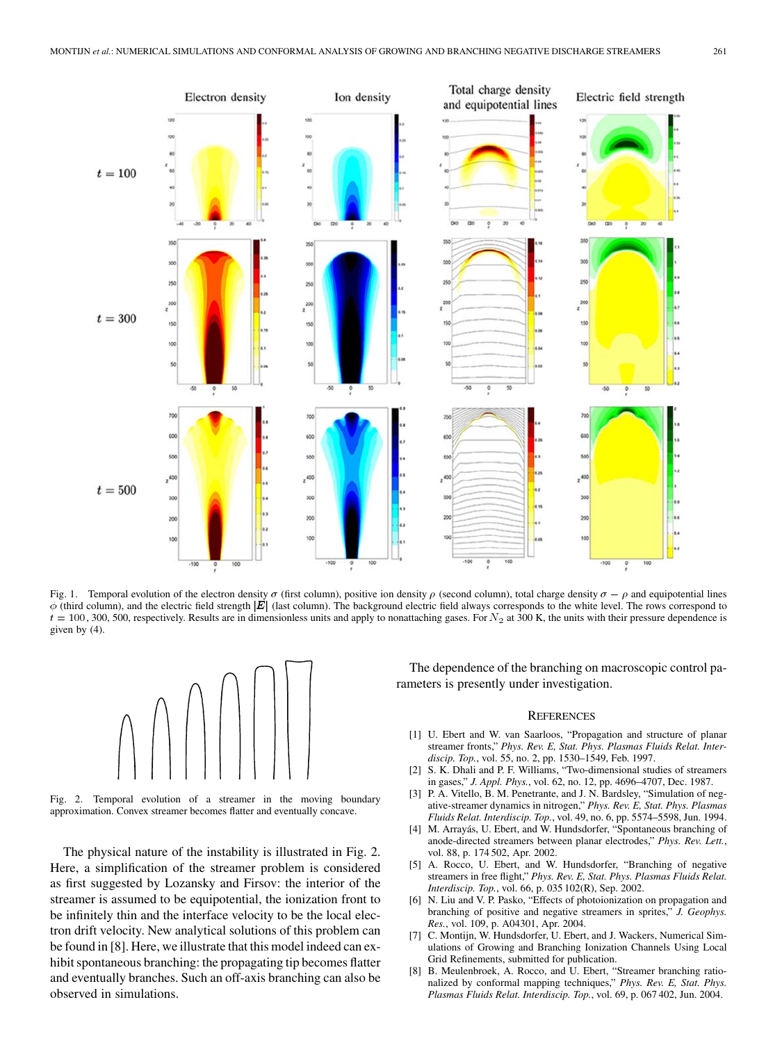Electron density

Ion density

Total charge density and equipotential lines

Electric field strength

$t = 100$

$t = 300$

$t = 500$

Fig. 1. Temporal evolution of the electron density $\sigma$ (first column), positive ion density $\rho$ (second column), total charge density $\sigma - \rho$ and equipotential lines $\phi$ (third column), and the electric field strength $|\boldsymbol{E}|$ (last column). The background electric field always corresponds to the white level. The rows correspond to $t = 100$, 300, 500, respectively. Results are in dimensionless units and apply to nonattaching gases. For $N_2$ at 300 K, the units with their pressure dependence is given by (4).

Fig. 2. Temporal evolution of a streamer in the moving boundary approximation. Convex streamer becomes flatter and eventually concave.

The physical nature of the instability is illustrated in Fig. 2. Here, a simplification of the streamer problem is considered as first suggested by Lozansky and Firsov: the interior of the streamer is assumed to be equipotential, the ionization front to be infinitely thin and the interface velocity to be the local electron drift velocity. New analytical solutions of this problem can be found in [8]. Here, we illustrate that this model indeed can exhibit spontaneous branching: the propagating tip becomes flatter and eventually branches. Such an off-axis branching can also be observed in simulations.

The dependence of the branching on macroscopic control parameters is presently under investigation.

## References

[1] U. Ebert and W. van Saarloos, "Propagation and structure of planar streamer fronts," *Phys. Rev. E, Stat. Phys. Plasmas Fluids Relat. Interdiscip. Top.*, vol. 55, no. 2, pp. 1530–1549, Feb. 1997.

[2] S. K. Dhali and P. F. Williams, "Two-dimensional studies of streamers in gases," *J. Appl. Phys.*, vol. 62, no. 12, pp. 4696–4707, Dec. 1987.

[3] P. A. Vitello, B. M. Penetrante, and J. N. Bardsley, "Simulation of negative-streamer dynamics in nitrogen," *Phys. Rev. E, Stat. Phys. Plasmas Fluids Relat. Interdiscip. Top.*, vol. 49, no. 6, pp. 5574–5598, Jun. 1994.

[4] M. Arrayás, U. Ebert, and W. Hundsdorfer, "Spontaneous branching of anode-directed streamers between planar electrodes," *Phys. Rev. Lett.*, vol. 88, p. 174 502, Apr. 2002.

[5] A. Rocco, U. Ebert, and W. Hundsdorfer, "Branching of negative streamers in free flight," *Phys. Rev. E, Stat. Phys. Plasmas Fluids Relat. Interdiscip. Top.*, vol. 66, p. 035 102(R), Sep. 2002.

[6] N. Liu and V. P. Pasko, "Effects of photoionization on propagation and branching of positive and negative streamers in sprites," *J. Geophys. Res.*, vol. 109, p. A04301, Apr. 2004.

[7] C. Montijn, W. Hundsdorfer, U. Ebert, and J. Wackers, Numerical Simulations of Growing and Branching Ionization Channels Using Local Grid Refinements, submitted for publication.

[8] B. Meulenbroek, A. Rocco, and U. Ebert, "Streamer branching rationalized by conformal mapping techniques," *Phys. Rev. E, Stat. Phys. Plasmas Fluids Relat. Interdiscip. Top.*, vol. 69, p. 067 402, Jun. 2004.